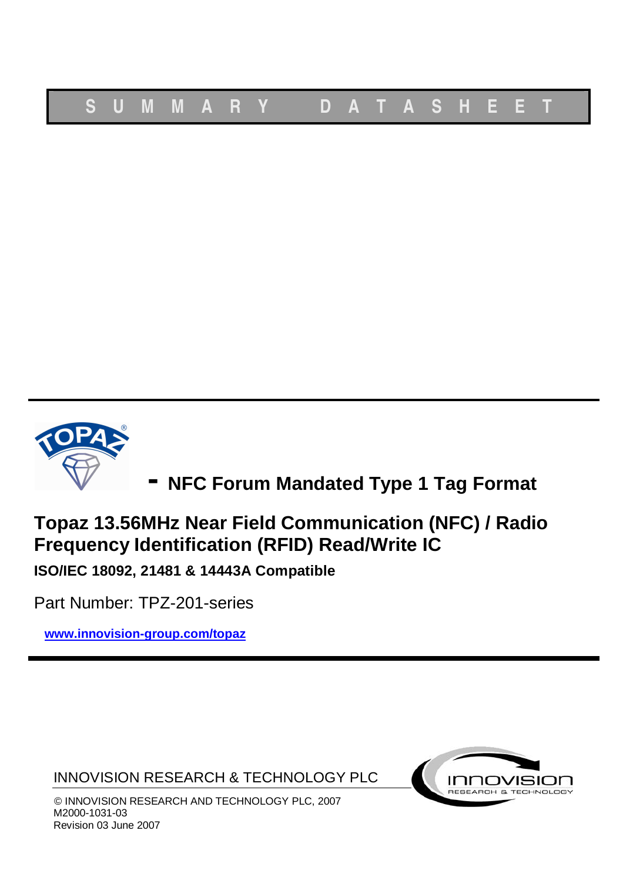**S U M M A R Y   D A T A S H E E T**

**- NFC Forum Mandated Type 1 Tag Format**

# Topaz 13.56MHz Near Field Communication (NFC) / Radio Frequency Identification (RFID) Read/Write IC

**ISO/IEC 18092, 21481 & 14443A Compatible**

Part Number: TPZ-201-series

**www.innovision-group.com/topaz**

INNOVISION RESEARCH & TECHNOLOGY PLC

© INNOVISION RESEARCH AND TECHNOLOGY PLC, 2007
M2000-1031-03
Revision 03 June 2007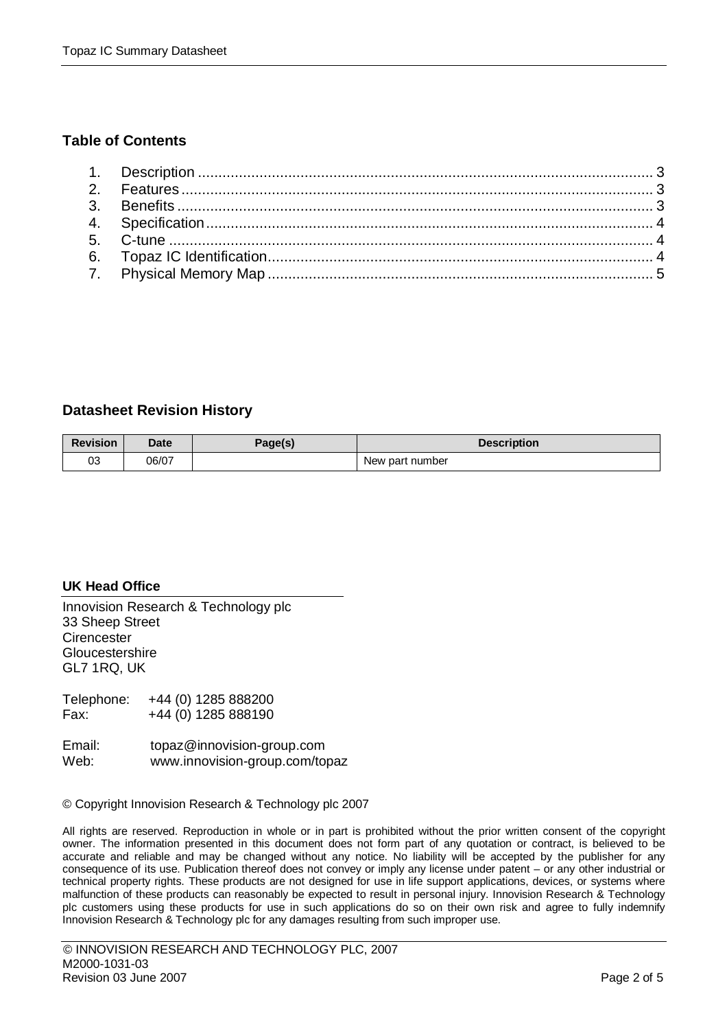## Table of Contents

1. Description .............................................................................................................. 3
2. Features .................................................................................................................. 3
3. Benefits ................................................................................................................... 3
4. Specification ............................................................................................................ 4
5. C-tune ..................................................................................................................... 4
6. Topaz IC Identification ............................................................................................. 4
7. Physical Memory Map .............................................................................................. 5

## Datasheet Revision History

| Revision | Date | Page(s) | Description |
|---|---|---|---|
| 03 | 06/07 | | New part number |

**UK Head Office**

Innovision Research & Technology plc
33 Sheep Street
Cirencester
Gloucestershire
GL7 1RQ, UK

Telephone: +44 (0) 1285 888200
Fax: +44 (0) 1285 888190

Email: topaz@innovision-group.com
Web: www.innovision-group.com/topaz

© Copyright Innovision Research & Technology plc 2007

All rights are reserved. Reproduction in whole or in part is prohibited without the prior written consent of the copyright owner. The information presented in this document does not form part of any quotation or contract, is believed to be accurate and reliable and may be changed without any notice. No liability will be accepted by the publisher for any consequence of its use. Publication thereof does not convey or imply any license under patent – or any other industrial or technical property rights. These products are not designed for use in life support applications, devices, or systems where malfunction of these products can reasonably be expected to result in personal injury. Innovision Research & Technology plc customers using these products for use in such applications do so on their own risk and agree to fully indemnify Innovision Research & Technology plc for any damages resulting from such improper use.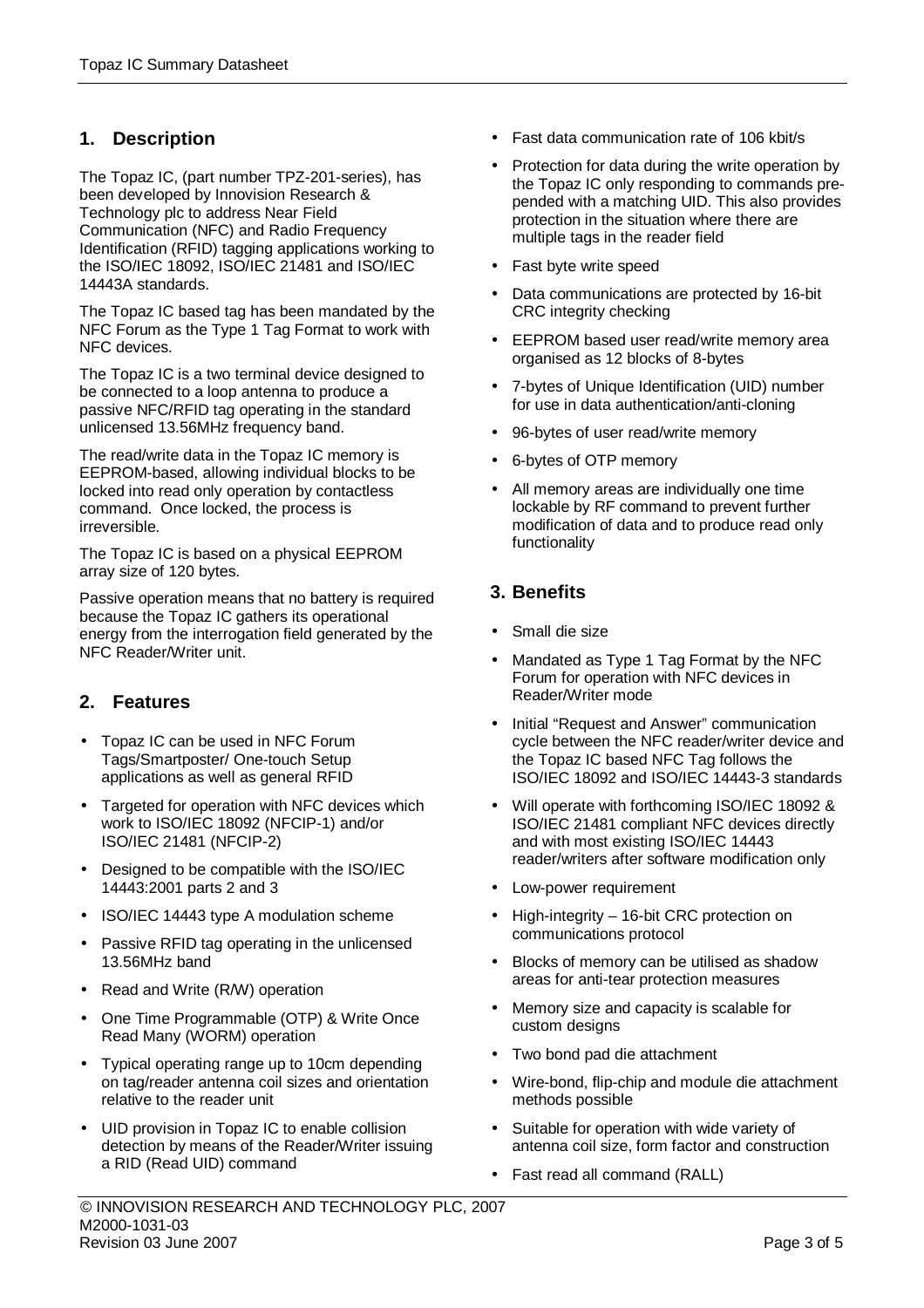## 1. Description

The Topaz IC, (part number TPZ-201-series), has been developed by Innovision Research & Technology plc to address Near Field Communication (NFC) and Radio Frequency Identification (RFID) tagging applications working to the ISO/IEC 18092, ISO/IEC 21481 and ISO/IEC 14443A standards.

The Topaz IC based tag has been mandated by the NFC Forum as the Type 1 Tag Format to work with NFC devices.

The Topaz IC is a two terminal device designed to be connected to a loop antenna to produce a passive NFC/RFID tag operating in the standard unlicensed 13.56MHz frequency band.

The read/write data in the Topaz IC memory is EEPROM-based, allowing individual blocks to be locked into read only operation by contactless command. Once locked, the process is irreversible.

The Topaz IC is based on a physical EEPROM array size of 120 bytes.

Passive operation means that no battery is required because the Topaz IC gathers its operational energy from the interrogation field generated by the NFC Reader/Writer unit.

## 2. Features

- Topaz IC can be used in NFC Forum Tags/Smartposter/ One-touch Setup applications as well as general RFID
- Targeted for operation with NFC devices which work to ISO/IEC 18092 (NFCIP-1) and/or ISO/IEC 21481 (NFCIP-2)
- Designed to be compatible with the ISO/IEC 14443:2001 parts 2 and 3
- ISO/IEC 14443 type A modulation scheme
- Passive RFID tag operating in the unlicensed 13.56MHz band
- Read and Write (R/W) operation
- One Time Programmable (OTP) & Write Once Read Many (WORM) operation
- Typical operating range up to 10cm depending on tag/reader antenna coil sizes and orientation relative to the reader unit
- UID provision in Topaz IC to enable collision detection by means of the Reader/Writer issuing a RID (Read UID) command
- Fast data communication rate of 106 kbit/s
- Protection for data during the write operation by the Topaz IC only responding to commands pre-pended with a matching UID. This also provides protection in the situation where there are multiple tags in the reader field
- Fast byte write speed
- Data communications are protected by 16-bit CRC integrity checking
- EEPROM based user read/write memory area organised as 12 blocks of 8-bytes
- 7-bytes of Unique Identification (UID) number for use in data authentication/anti-cloning
- 96-bytes of user read/write memory
- 6-bytes of OTP memory
- All memory areas are individually one time lockable by RF command to prevent further modification of data and to produce read only functionality

## 3. Benefits

- Small die size
- Mandated as Type 1 Tag Format by the NFC Forum for operation with NFC devices in Reader/Writer mode
- Initial "Request and Answer" communication cycle between the NFC reader/writer device and the Topaz IC based NFC Tag follows the ISO/IEC 18092 and ISO/IEC 14443-3 standards
- Will operate with forthcoming ISO/IEC 18092 & ISO/IEC 21481 compliant NFC devices directly and with most existing ISO/IEC 14443 reader/writers after software modification only
- Low-power requirement
- High-integrity – 16-bit CRC protection on communications protocol
- Blocks of memory can be utilised as shadow areas for anti-tear protection measures
- Memory size and capacity is scalable for custom designs
- Two bond pad die attachment
- Wire-bond, flip-chip and module die attachment methods possible
- Suitable for operation with wide variety of antenna coil size, form factor and construction
- Fast read all command (RALL)

© INNOVISION RESEARCH AND TECHNOLOGY PLC, 2007
M2000-1031-03
Revision 03 June 2007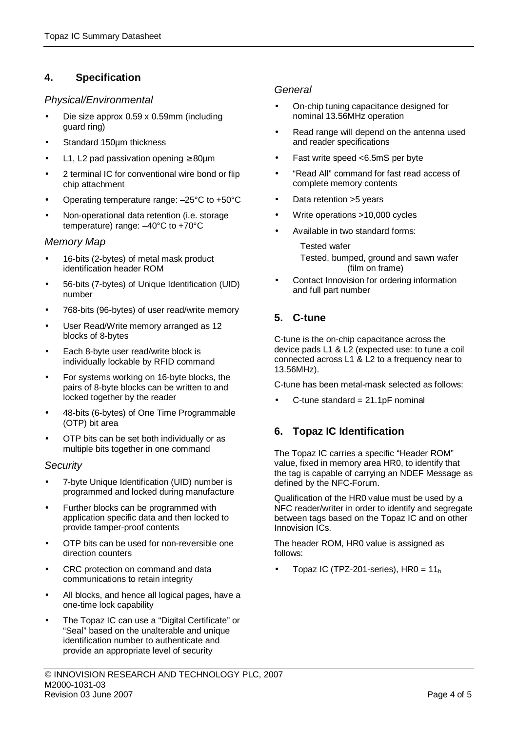## 4. Specification

### Physical/Environmental

- Die size approx 0.59 x 0.59mm (including guard ring)
- Standard 150µm thickness
- L1, L2 pad passivation opening ≥ 80µm
- 2 terminal IC for conventional wire bond or flip chip attachment
- Operating temperature range: –25°C to +50°C
- Non-operational data retention (i.e. storage temperature) range: –40°C to +70°C

### Memory Map

- 16-bits (2-bytes) of metal mask product identification header ROM
- 56-bits (7-bytes) of Unique Identification (UID) number
- 768-bits (96-bytes) of user read/write memory
- User Read/Write memory arranged as 12 blocks of 8-bytes
- Each 8-byte user read/write block is individually lockable by RFID command
- For systems working on 16-byte blocks, the pairs of 8-byte blocks can be written to and locked together by the reader
- 48-bits (6-bytes) of One Time Programmable (OTP) bit area
- OTP bits can be set both individually or as multiple bits together in one command

### Security

- 7-byte Unique Identification (UID) number is programmed and locked during manufacture
- Further blocks can be programmed with application specific data and then locked to provide tamper-proof contents
- OTP bits can be used for non-reversible one direction counters
- CRC protection on command and data communications to retain integrity
- All blocks, and hence all logical pages, have a one-time lock capability
- The Topaz IC can use a "Digital Certificate" or "Seal" based on the unalterable and unique identification number to authenticate and provide an appropriate level of security

### General

- On-chip tuning capacitance designed for nominal 13.56MHz operation
- Read range will depend on the antenna used and reader specifications
- Fast write speed <6.5mS per byte
- "Read All" command for fast read access of complete memory contents
- Data retention >5 years
- Write operations >10,000 cycles
- Available in two standard forms:

  Tested wafer

  Tested, bumped, ground and sawn wafer (film on frame)
- Contact Innovision for ordering information and full part number

## 5. C-tune

C-tune is the on-chip capacitance across the device pads L1 & L2 (expected use: to tune a coil connected across L1 & L2 to a frequency near to 13.56MHz).

C-tune has been metal-mask selected as follows:

- C-tune standard = 21.1pF nominal

## 6. Topaz IC Identification

The Topaz IC carries a specific "Header ROM" value, fixed in memory area HR0, to identify that the tag is capable of carrying an NDEF Message as defined by the NFC-Forum.

Qualification of the HR0 value must be used by a NFC reader/writer in order to identify and segregate between tags based on the Topaz IC and on other Innovision ICs.

The header ROM, HR0 value is assigned as follows:

- Topaz IC (TPZ-201-series), HR0 = $11_h$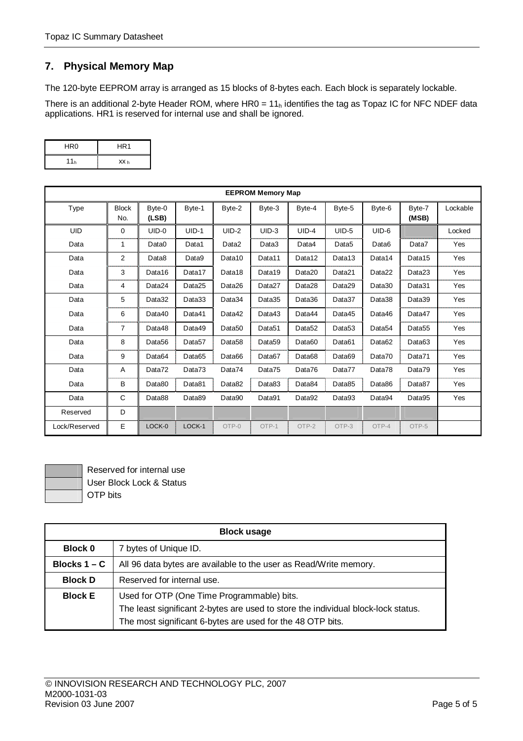## 7. Physical Memory Map

The 120-byte EEPROM array is arranged as 15 blocks of 8-bytes each. Each block is separately lockable.

There is an additional 2-byte Header ROM, where HR0 = $11_h$ identifies the tag as Topaz IC for NFC NDEF data applications. HR1 is reserved for internal use and shall be ignored.

| HR0 | HR1 |
|---|---|
| $11_h$ | $xx_h$ |

| EEPROM Memory Map | | | | | | | | | | |
|---|---|---|---|---|---|---|---|---|---|---|
| Type | Block No. | Byte-0 (LSB) | Byte-1 | Byte-2 | Byte-3 | Byte-4 | Byte-5 | Byte-6 | Byte-7 (MSB) | Lockable |
| UID | 0 | UID-0 | UID-1 | UID-2 | UID-3 | UID-4 | UID-5 | UID-6 | | Locked |
| Data | 1 | Data0 | Data1 | Data2 | Data3 | Data4 | Data5 | Data6 | Data7 | Yes |
| Data | 2 | Data8 | Data9 | Data10 | Data11 | Data12 | Data13 | Data14 | Data15 | Yes |
| Data | 3 | Data16 | Data17 | Data18 | Data19 | Data20 | Data21 | Data22 | Data23 | Yes |
| Data | 4 | Data24 | Data25 | Data26 | Data27 | Data28 | Data29 | Data30 | Data31 | Yes |
| Data | 5 | Data32 | Data33 | Data34 | Data35 | Data36 | Data37 | Data38 | Data39 | Yes |
| Data | 6 | Data40 | Data41 | Data42 | Data43 | Data44 | Data45 | Data46 | Data47 | Yes |
| Data | 7 | Data48 | Data49 | Data50 | Data51 | Data52 | Data53 | Data54 | Data55 | Yes |
| Data | 8 | Data56 | Data57 | Data58 | Data59 | Data60 | Data61 | Data62 | Data63 | Yes |
| Data | 9 | Data64 | Data65 | Data66 | Data67 | Data68 | Data69 | Data70 | Data71 | Yes |
| Data | A | Data72 | Data73 | Data74 | Data75 | Data76 | Data77 | Data78 | Data79 | Yes |
| Data | B | Data80 | Data81 | Data82 | Data83 | Data84 | Data85 | Data86 | Data87 | Yes |
| Data | C | Data88 | Data89 | Data90 | Data91 | Data92 | Data93 | Data94 | Data95 | Yes |
| Reserved | D | | | | | | | | | |
| Lock/Reserved | E | LOCK-0 | LOCK-1 | OTP-0 | OTP-1 | OTP-2 | OTP-3 | OTP-4 | OTP-5 | |

- Reserved for internal use
- User Block Lock & Status
- OTP bits

| Block usage | |
|---|---|
| **Block 0** | 7 bytes of Unique ID. |
| **Blocks 1 – C** | All 96 data bytes are available to the user as Read/Write memory. |
| **Block D** | Reserved for internal use. |
| **Block E** | Used for OTP (One Time Programmable) bits.<br>The least significant 2-bytes are used to store the individual block-lock status.<br>The most significant 6-bytes are used for the 48 OTP bits. |

© INNOVISION RESEARCH AND TECHNOLOGY PLC, 2007
M2000-1031-03
Revision 03 June 2007